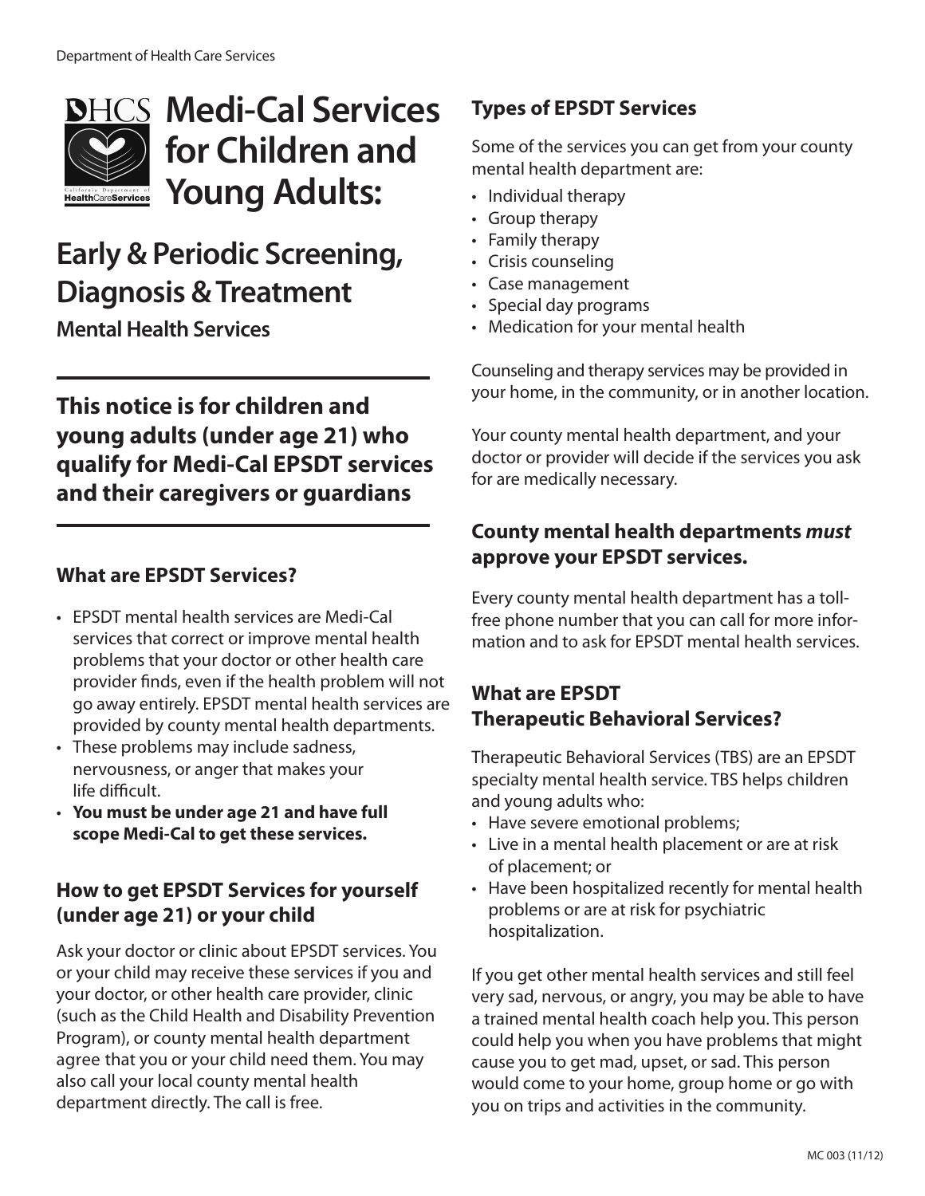Department of Health Care Services

# Medi-Cal Services for Children and Young Adults:

## Early & Periodic Screening, Diagnosis & Treatment

**Mental Health Services**

**This notice is for children and young adults (under age 21) who qualify for Medi-Cal EPSDT services and their caregivers or guardians**

### What are EPSDT Services?

- EPSDT mental health services are Medi-Cal services that correct or improve mental health problems that your doctor or other health care provider finds, even if the health problem will not go away entirely. EPSDT mental health services are provided by county mental health departments.
- These problems may include sadness, nervousness, or anger that makes your life difficult.
- **You must be under age 21 and have full scope Medi-Cal to get these services.**

### How to get EPSDT Services for yourself (under age 21) or your child

Ask your doctor or clinic about EPSDT services. You or your child may receive these services if you and your doctor, or other health care provider, clinic (such as the Child Health and Disability Prevention Program), or county mental health department agree that you or your child need them. You may also call your local county mental health department directly. The call is free.

### Types of EPSDT Services

Some of the services you can get from your county mental health department are:

- Individual therapy
- Group therapy
- Family therapy
- Crisis counseling
- Case management
- Special day programs
- Medication for your mental health

Counseling and therapy services may be provided in your home, in the community, or in another location.

Your county mental health department, and your doctor or provider will decide if the services you ask for are medically necessary.

### County mental health departments *must* approve your EPSDT services.

Every county mental health department has a toll-free phone number that you can call for more information and to ask for EPSDT mental health services.

### What are EPSDT Therapeutic Behavioral Services?

Therapeutic Behavioral Services (TBS) are an EPSDT specialty mental health service. TBS helps children and young adults who:

- Have severe emotional problems;
- Live in a mental health placement or are at risk of placement; or
- Have been hospitalized recently for mental health problems or are at risk for psychiatric hospitalization.

If you get other mental health services and still feel very sad, nervous, or angry, you may be able to have a trained mental health coach help you. This person could help you when you have problems that might cause you to get mad, upset, or sad. This person would come to your home, group home or go with you on trips and activities in the community.

MC 003 (11/12)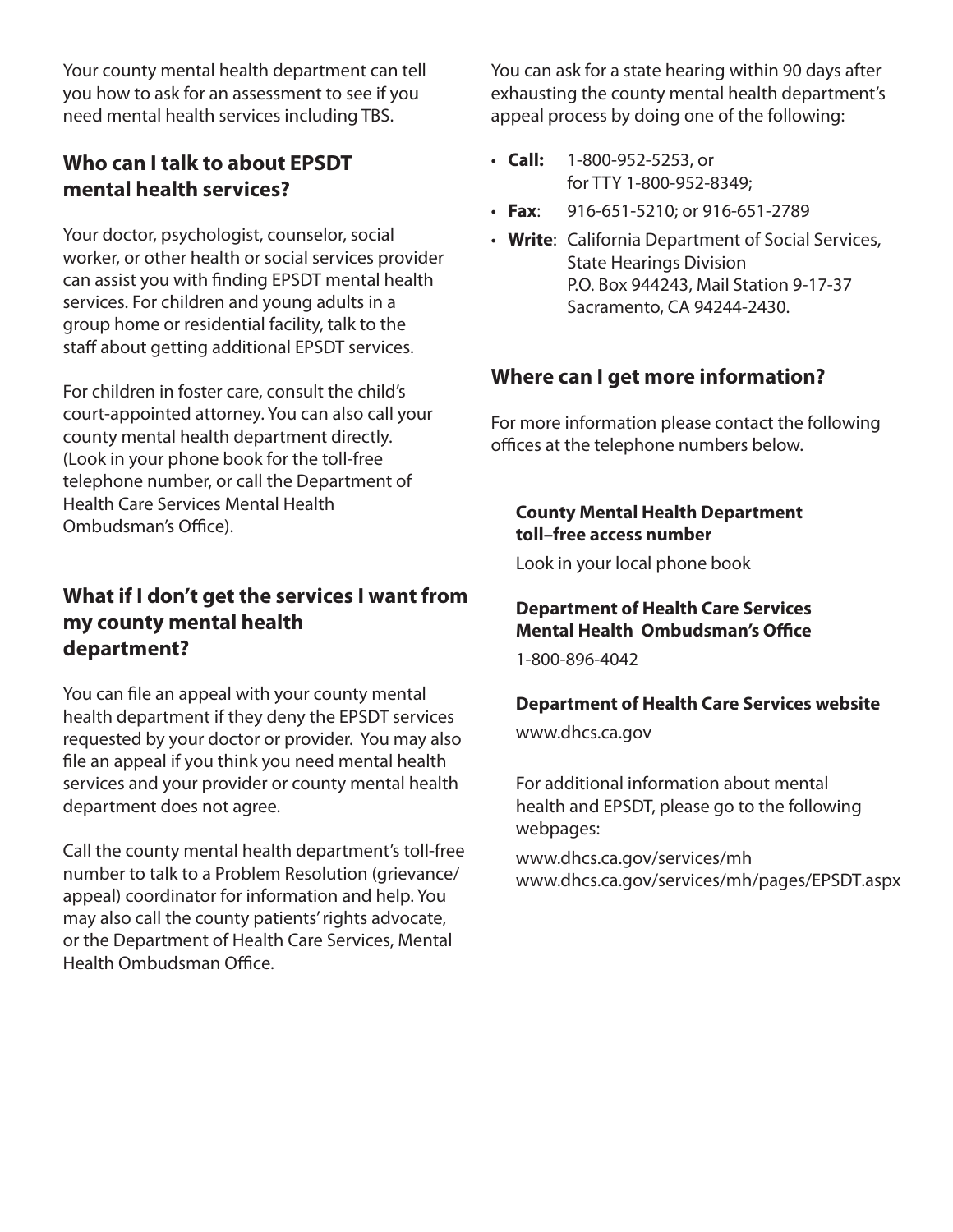Your county mental health department can tell you how to ask for an assessment to see if you need mental health services including TBS.

## Who can I talk to about EPSDT mental health services?

Your doctor, psychologist, counselor, social worker, or other health or social services provider can assist you with finding EPSDT mental health services. For children and young adults in a group home or residential facility, talk to the staff about getting additional EPSDT services.

For children in foster care, consult the child's court-appointed attorney. You can also call your county mental health department directly. (Look in your phone book for the toll-free telephone number, or call the Department of Health Care Services Mental Health Ombudsman's Office).

## What if I don't get the services I want from my county mental health department?

You can file an appeal with your county mental health department if they deny the EPSDT services requested by your doctor or provider. You may also file an appeal if you think you need mental health services and your provider or county mental health department does not agree.

Call the county mental health department's toll-free number to talk to a Problem Resolution (grievance/appeal) coordinator for information and help. You may also call the county patients' rights advocate, or the Department of Health Care Services, Mental Health Ombudsman Office.

You can ask for a state hearing within 90 days after exhausting the county mental health department's appeal process by doing one of the following:

- **Call:** 1-800-952-5253, or for TTY 1-800-952-8349;
- **Fax**: 916-651-5210; or 916-651-2789
- **Write**: California Department of Social Services, State Hearings Division P.O. Box 944243, Mail Station 9-17-37 Sacramento, CA 94244-2430.

## Where can I get more information?

For more information please contact the following offices at the telephone numbers below.

**County Mental Health Department toll–free access number**

Look in your local phone book

**Department of Health Care Services Mental Health Ombudsman's Office**

1-800-896-4042

**Department of Health Care Services website**

www.dhcs.ca.gov

For additional information about mental health and EPSDT, please go to the following webpages:

www.dhcs.ca.gov/services/mh
www.dhcs.ca.gov/services/mh/pages/EPSDT.aspx